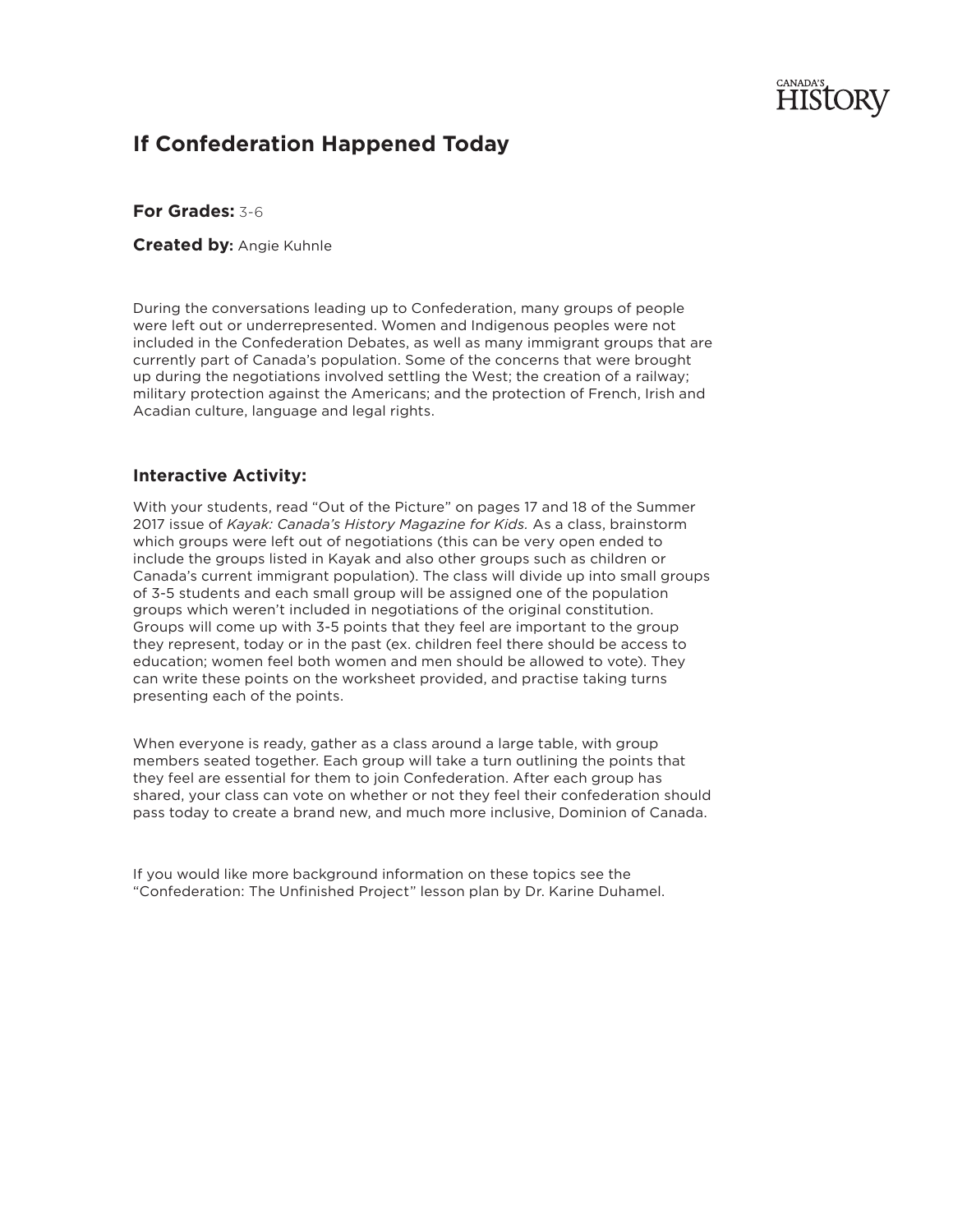# If Confederation Happened Today

**For Grades:** 3-6

**Created by:** Angie Kuhnle

During the conversations leading up to Confederation, many groups of people were left out or underrepresented. Women and Indigenous peoples were not included in the Confederation Debates, as well as many immigrant groups that are currently part of Canada's population. Some of the concerns that were brought up during the negotiations involved settling the West; the creation of a railway; military protection against the Americans; and the protection of French, Irish and Acadian culture, language and legal rights.

## Interactive Activity:

With your students, read "Out of the Picture" on pages 17 and 18 of the Summer 2017 issue of *Kayak: Canada's History Magazine for Kids.* As a class, brainstorm which groups were left out of negotiations (this can be very open ended to include the groups listed in Kayak and also other groups such as children or Canada's current immigrant population). The class will divide up into small groups of 3-5 students and each small group will be assigned one of the population groups which weren't included in negotiations of the original constitution. Groups will come up with 3-5 points that they feel are important to the group they represent, today or in the past (ex. children feel there should be access to education; women feel both women and men should be allowed to vote). They can write these points on the worksheet provided, and practise taking turns presenting each of the points.

When everyone is ready, gather as a class around a large table, with group members seated together. Each group will take a turn outlining the points that they feel are essential for them to join Confederation. After each group has shared, your class can vote on whether or not they feel their confederation should pass today to create a brand new, and much more inclusive, Dominion of Canada.

If you would like more background information on these topics see the "Confederation: The Unfinished Project" lesson plan by Dr. Karine Duhamel.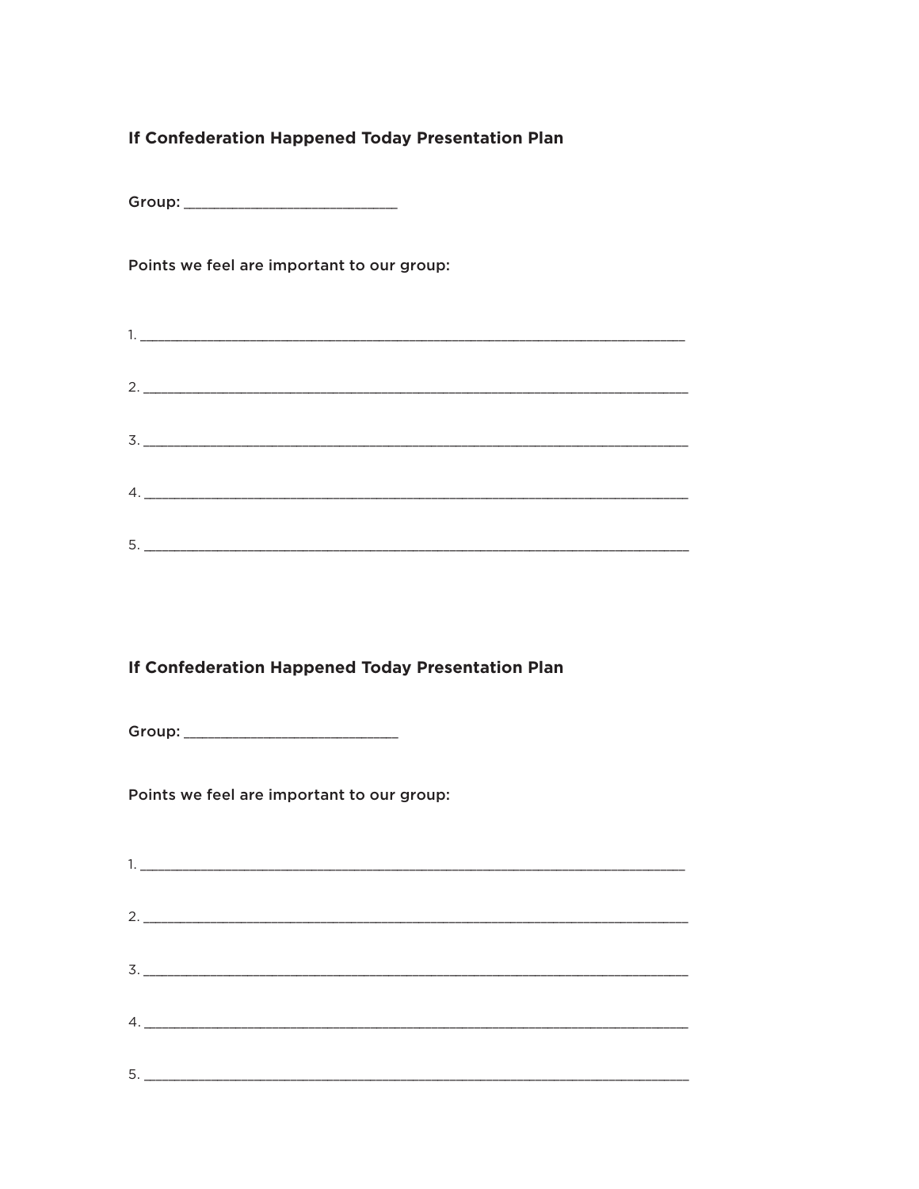**If Confederation Happened Today Presentation Plan**

Group: ___________________________

Points we feel are important to our group:

1. ___________________________________________________________________________

2. ___________________________________________________________________________

3. ___________________________________________________________________________

4. ___________________________________________________________________________

5. ___________________________________________________________________________

**If Confederation Happened Today Presentation Plan**

Group: ___________________________

Points we feel are important to our group:

1. ___________________________________________________________________________

2. ___________________________________________________________________________

3. ___________________________________________________________________________

4. ___________________________________________________________________________

5. ___________________________________________________________________________